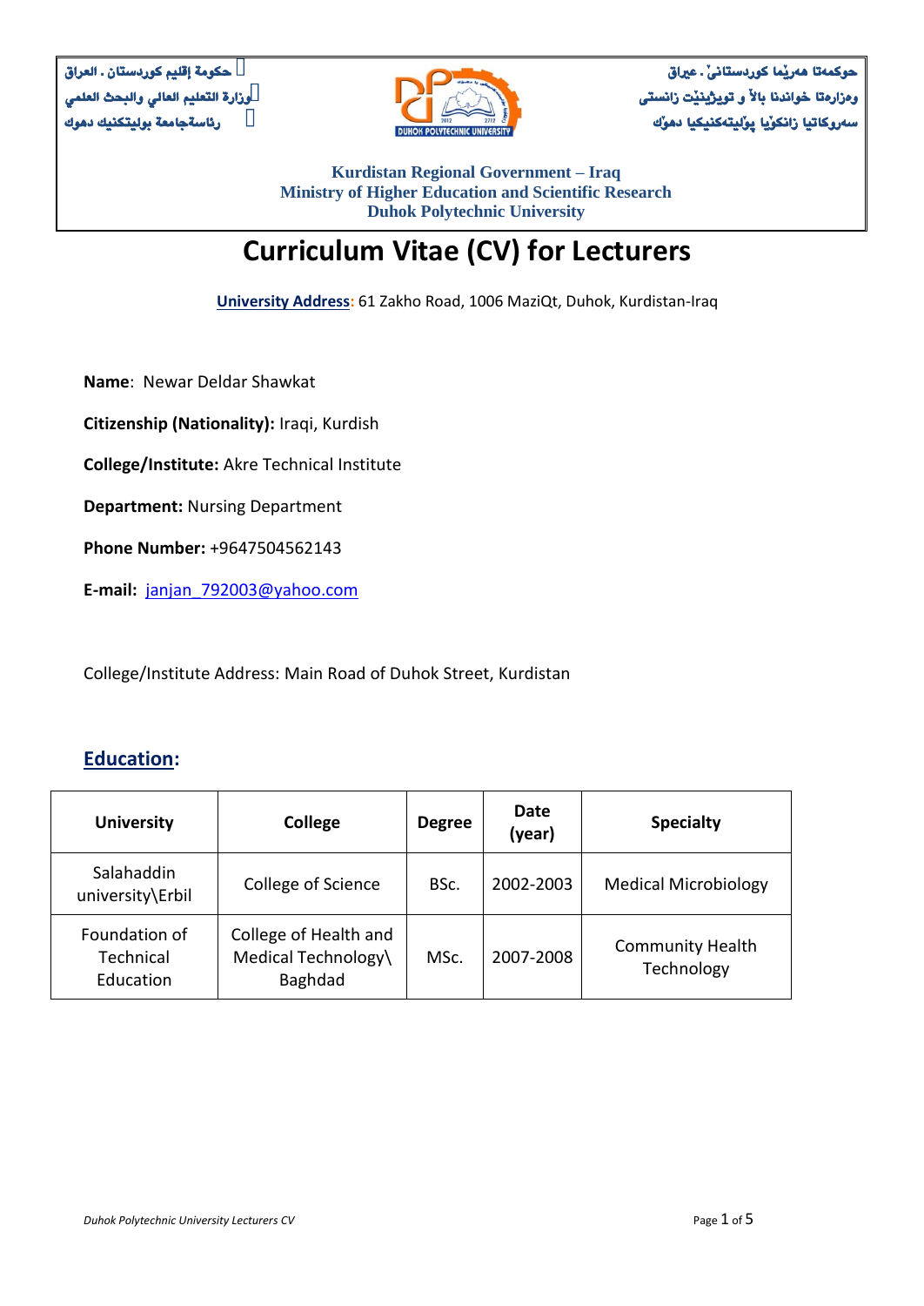حكومة إقليم كوردستان - العراق
وزارة التعليم العالي والبحث العلمي
رئاسةجامعة بوليتكنيك دهوك

حوكمەتا هەرێما كوردستانێ - عیراق
وەزارەتا خواندنا بالا و توێژینێت زانستی
سەروكاتیا زانكۆیا پۆلیتەكنیكیا دهۆك

**Kurdistan Regional Government – Iraq**
**Ministry of Higher Education and Scientific Research**
**Duhok Polytechnic University**

# Curriculum Vitae (CV) for Lecturers

**University Address:** 61 Zakho Road, 1006 MaziQt, Duhok, Kurdistan-Iraq

**Name**: Newar Deldar Shawkat

**Citizenship (Nationality):** Iraqi, Kurdish

**College/Institute:** Akre Technical Institute

**Department:** Nursing Department

**Phone Number:** +9647504562143

**E-mail:** janjan_792003@yahoo.com

College/Institute Address: Main Road of Duhok Street, Kurdistan

## Education:

| University | College | Degree | Date (year) | Specialty |
|---|---|---|---|---|
| Salahaddin university\Erbil | College of Science | BSc. | 2002-2003 | Medical Microbiology |
| Foundation of Technical Education | College of Health and Medical Technology\ Baghdad | MSc. | 2007-2008 | Community Health Technology |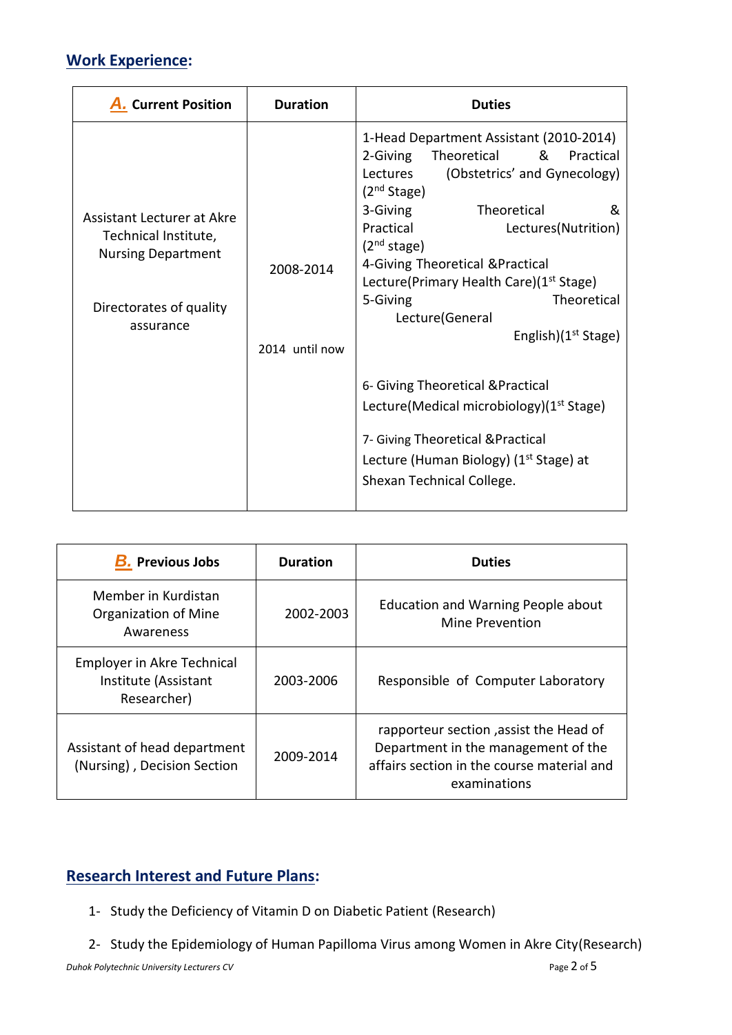## Work Experience:

| A. Current Position | Duration | Duties |
|---|---|---|
| Assistant Lecturer at Akre Technical Institute, Nursing Department<br><br>Directorates of quality assurance | 2008-2014<br><br>2014 until now | 1-Head Department Assistant (2010-2014)<br>2-Giving Theoretical & Practical Lectures (Obstetrics' and Gynecology) (2nd Stage)<br>3-Giving Theoretical & Practical Lectures(Nutrition) (2nd stage)<br>4-Giving Theoretical &Practical Lecture(Primary Health Care)(1st Stage)<br>5-Giving Theoretical Lecture(General English)(1st Stage)<br><br>6- Giving Theoretical &Practical Lecture(Medical microbiology)(1st Stage)<br><br>7- Giving Theoretical &Practical Lecture (Human Biology) (1st Stage) at Shexan Technical College. |

| B. Previous Jobs | Duration | Duties |
|---|---|---|
| Member in Kurdistan Organization of Mine Awareness | 2002-2003 | Education and Warning People about Mine Prevention |
| Employer in Akre Technical Institute (Assistant Researcher) | 2003-2006 | Responsible of Computer Laboratory |
| Assistant of head department (Nursing) , Decision Section | 2009-2014 | rapporteur section ,assist the Head of Department in the management of the affairs section in the course material and examinations |

## Research Interest and Future Plans:

1- Study the Deficiency of Vitamin D on Diabetic Patient (Research)

2- Study the Epidemiology of Human Papilloma Virus among Women in Akre City(Research)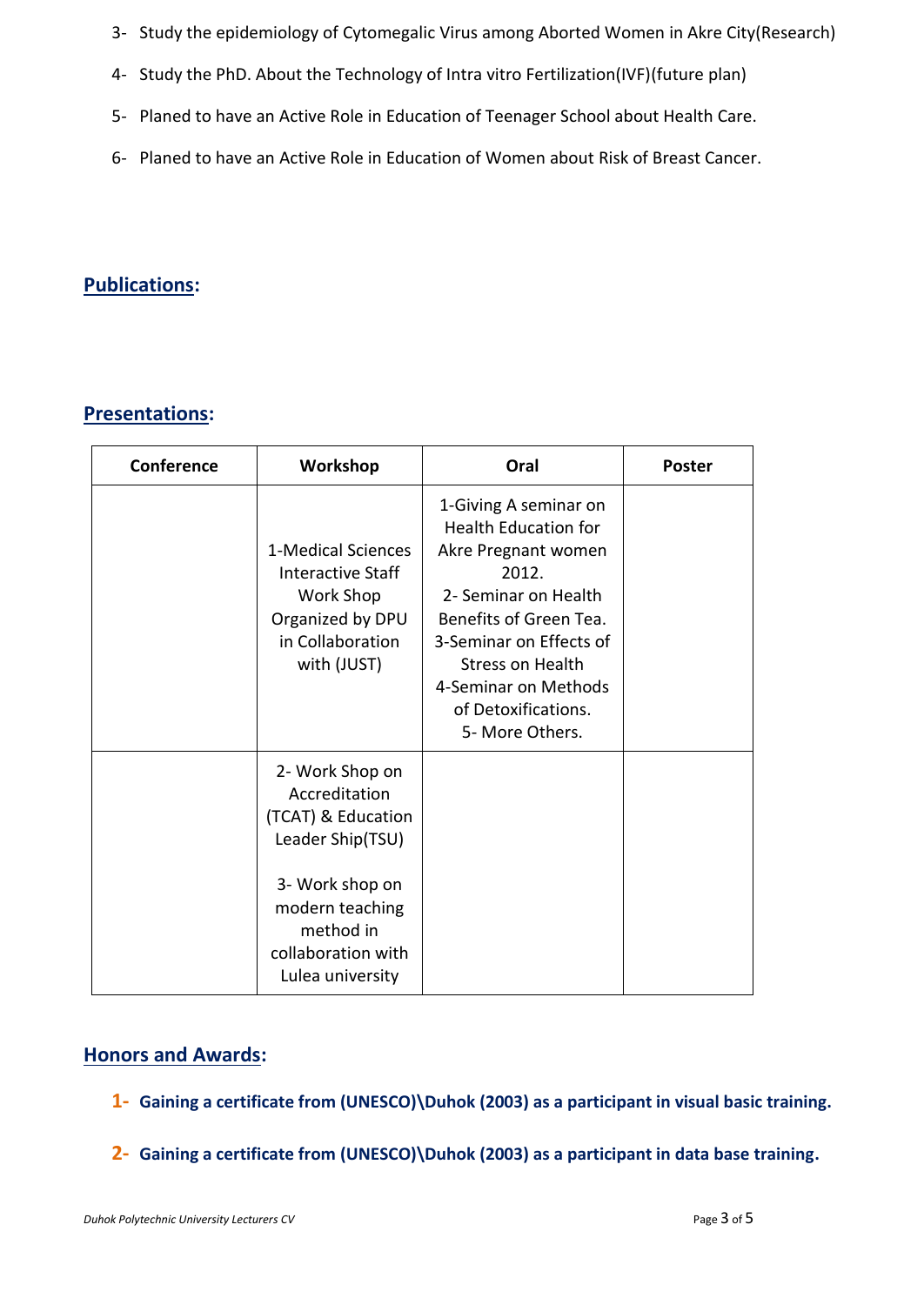3- Study the epidemiology of Cytomegalic Virus among Aborted Women in Akre City(Research)

4- Study the PhD. About the Technology of Intra vitro Fertilization(IVF)(future plan)

5- Planed to have an Active Role in Education of Teenager School about Health Care.

6- Planed to have an Active Role in Education of Women about Risk of Breast Cancer.

## Publications:

## Presentations:

| Conference | Workshop | Oral | Poster |
|---|---|---|---|
| | 1-Medical Sciences Interactive Staff Work Shop Organized by DPU in Collaboration with (JUST) | 1-Giving A seminar on Health Education for Akre Pregnant women 2012.<br>2- Seminar on Health Benefits of Green Tea.<br>3-Seminar on Effects of Stress on Health<br>4-Seminar on Methods of Detoxifications.<br>5- More Others. | |
| | 2- Work Shop on Accreditation (TCAT) & Education Leader Ship(TSU)<br><br>3- Work shop on modern teaching method in collaboration with Lulea university | | |

## Honors and Awards:

1- **Gaining a certificate from (UNESCO)\Duhok (2003) as a participant in visual basic training.**

2- **Gaining a certificate from (UNESCO)\Duhok (2003) as a participant in data base training.**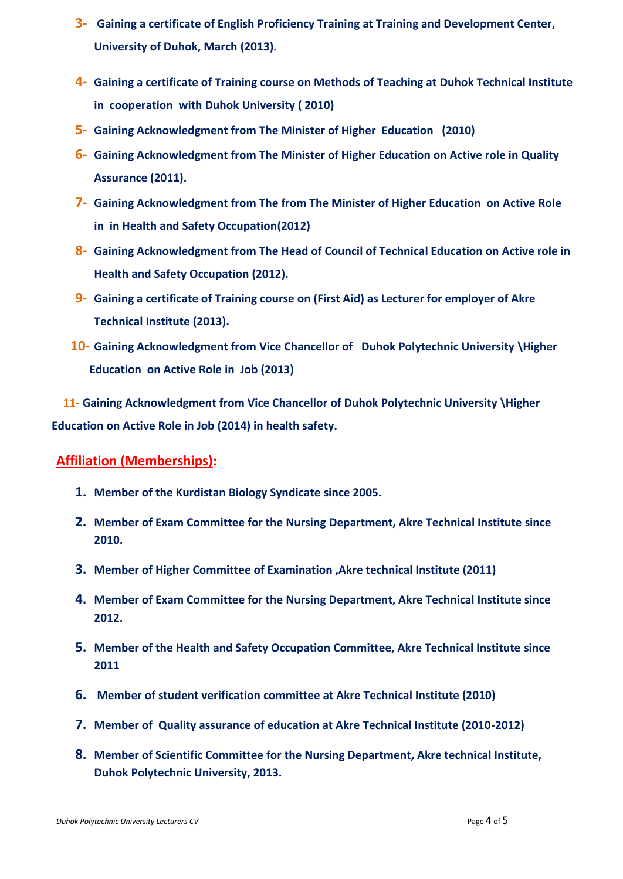3- Gaining a certificate of English Proficiency Training at Training and Development Center, University of Duhok, March (2013).

4- Gaining a certificate of Training course on Methods of Teaching at Duhok Technical Institute in cooperation with Duhok University ( 2010)

5- Gaining Acknowledgment from The Minister of Higher Education (2010)

6- Gaining Acknowledgment from The Minister of Higher Education on Active role in Quality Assurance (2011).

7- Gaining Acknowledgment from The from The Minister of Higher Education on Active Role in in Health and Safety Occupation(2012)

8- Gaining Acknowledgment from The Head of Council of Technical Education on Active role in Health and Safety Occupation (2012).

9- Gaining a certificate of Training course on (First Aid) as Lecturer for employer of Akre Technical Institute (2013).

10- Gaining Acknowledgment from Vice Chancellor of Duhok Polytechnic University \Higher Education on Active Role in Job (2013)

11- Gaining Acknowledgment from Vice Chancellor of Duhok Polytechnic University \Higher Education on Active Role in Job (2014) in health safety.

## Affiliation (Memberships):

1. Member of the Kurdistan Biology Syndicate since 2005.
2. Member of Exam Committee for the Nursing Department, Akre Technical Institute since 2010.
3. Member of Higher Committee of Examination ,Akre technical Institute (2011)
4. Member of Exam Committee for the Nursing Department, Akre Technical Institute since 2012.
5. Member of the Health and Safety Occupation Committee, Akre Technical Institute since 2011
6. Member of student verification committee at Akre Technical Institute (2010)
7. Member of Quality assurance of education at Akre Technical Institute (2010-2012)
8. Member of Scientific Committee for the Nursing Department, Akre technical Institute, Duhok Polytechnic University, 2013.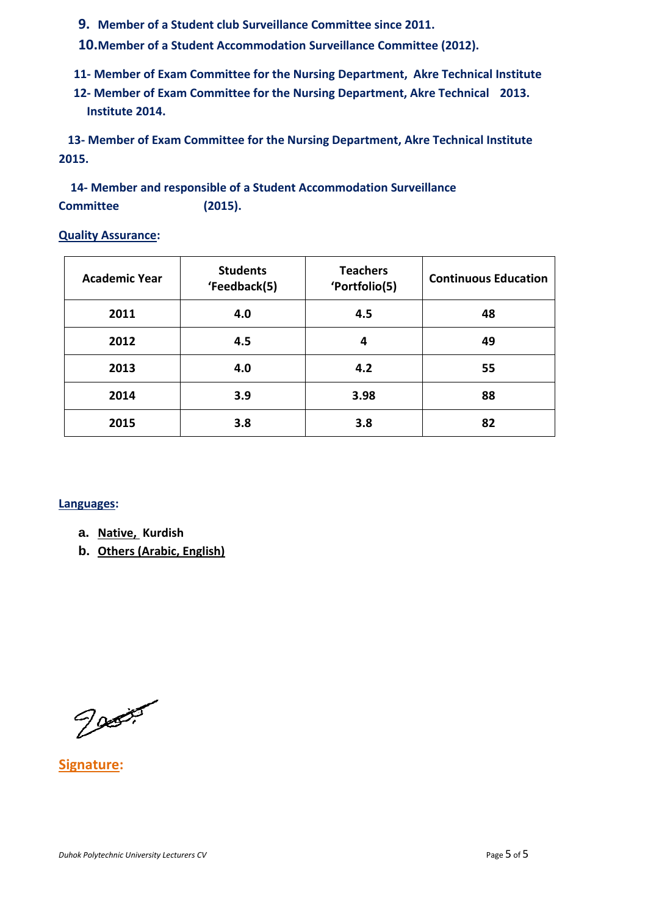9. Member of a Student club Surveillance Committee since 2011.
10. Member of a Student Accommodation Surveillance Committee (2012).

11- Member of Exam Committee for the Nursing Department, Akre Technical Institute
12- Member of Exam Committee for the Nursing Department, Akre Technical 2013. Institute 2014.

13- Member of Exam Committee for the Nursing Department, Akre Technical Institute 2015.

14- Member and responsible of a Student Accommodation Surveillance Committee (2015).

**Quality Assurance:**

| Academic Year | Students 'Feedback(5) | Teachers 'Portfolio(5) | Continuous Education |
| --- | --- | --- | --- |
| 2011 | 4.0 | 4.5 | 48 |
| 2012 | 4.5 | 4 | 49 |
| 2013 | 4.0 | 4.2 | 55 |
| 2014 | 3.9 | 3.98 | 88 |
| 2015 | 3.8 | 3.8 | 82 |

**Languages:**

a. Native, Kurdish
b. Others (Arabic, English)

**Signature:**